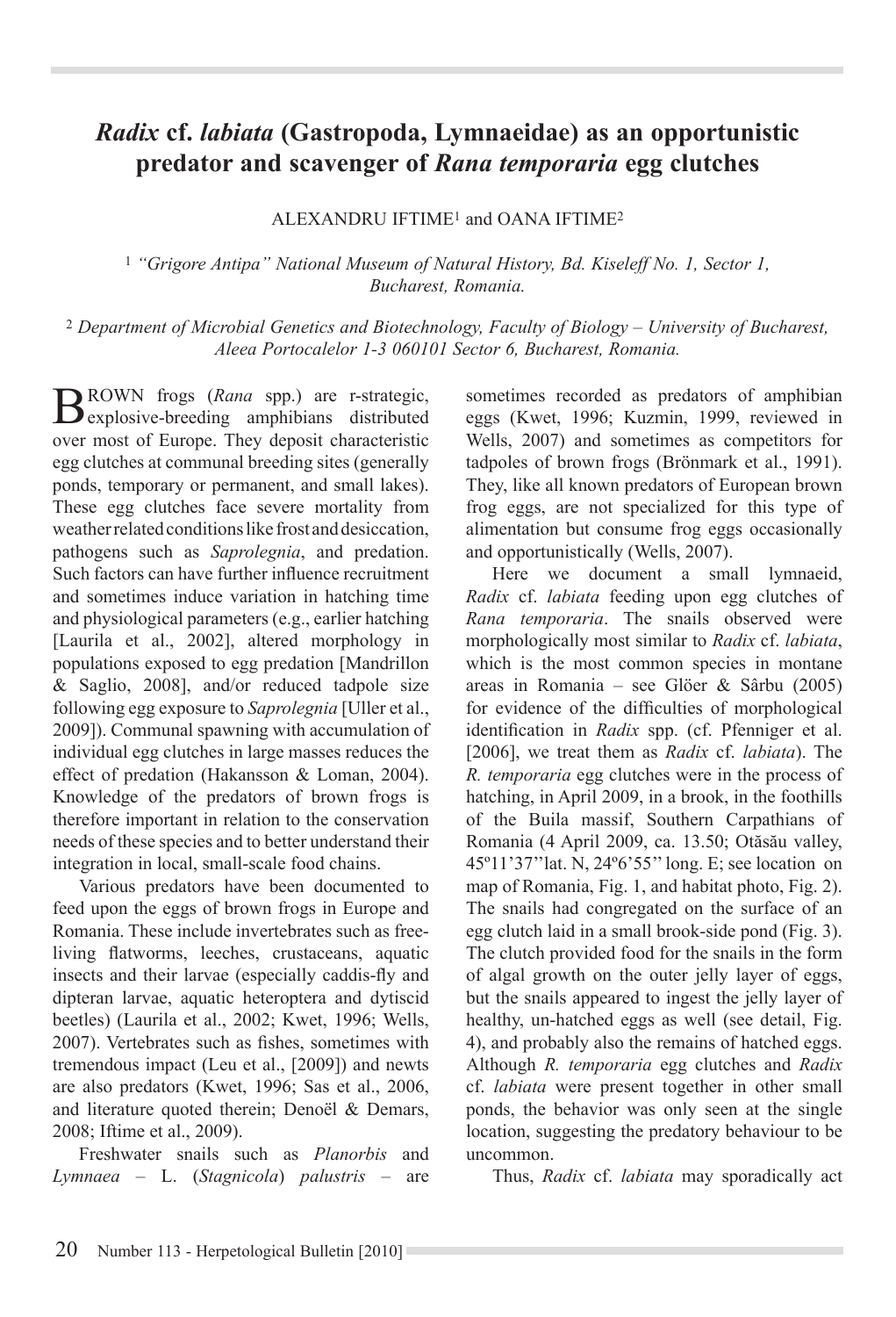# *Radix* cf. *labiata* (Gastropoda, Lymnaeidae) as an opportunistic predator and scavenger of *Rana temporaria* egg clutches

ALEXANDRU IFTIME[1] and OANA IFTIME[2]

[1] *"Grigore Antipa" National Museum of Natural History, Bd. Kiseleff No. 1, Sector 1, Bucharest, Romania.*

[2] *Department of Microbial Genetics and Biotechnology, Faculty of Biology – University of Bucharest, Aleea Portocalelor 1-3 060101 Sector 6, Bucharest, Romania.*

BROWN frogs (*Rana* spp.) are r-strategic, explosive-breeding amphibians distributed over most of Europe. They deposit characteristic egg clutches at communal breeding sites (generally ponds, temporary or permanent, and small lakes). These egg clutches face severe mortality from weather related conditions like frost and desiccation, pathogens such as *Saprolegnia*, and predation. Such factors can have further influence recruitment and sometimes induce variation in hatching time and physiological parameters (e.g., earlier hatching [Laurila et al., 2002], altered morphology in populations exposed to egg predation [Mandrillon & Saglio, 2008], and/or reduced tadpole size following egg exposure to *Saprolegnia* [Uller et al., 2009]). Communal spawning with accumulation of individual egg clutches in large masses reduces the effect of predation (Hakansson & Loman, 2004). Knowledge of the predators of brown frogs is therefore important in relation to the conservation needs of these species and to better understand their integration in local, small-scale food chains.

Various predators have been documented to feed upon the eggs of brown frogs in Europe and Romania. These include invertebrates such as free-living flatworms, leeches, crustaceans, aquatic insects and their larvae (especially caddis-fly and dipteran larvae, aquatic heteroptera and dytiscid beetles) (Laurila et al., 2002; Kwet, 1996; Wells, 2007). Vertebrates such as fishes, sometimes with tremendous impact (Leu et al., [2009]) and newts are also predators (Kwet, 1996; Sas et al., 2006, and literature quoted therein; Denoël & Demars, 2008; Iftime et al., 2009).

Freshwater snails such as *Planorbis* and *Lymnaea* – L. (*Stagnicola*) *palustris* – are sometimes recorded as predators of amphibian eggs (Kwet, 1996; Kuzmin, 1999, reviewed in Wells, 2007) and sometimes as competitors for tadpoles of brown frogs (Brönmark et al., 1991). They, like all known predators of European brown frog eggs, are not specialized for this type of alimentation but consume frog eggs occasionally and opportunistically (Wells, 2007).

Here we document a small lymnaeid, *Radix* cf. *labiata* feeding upon egg clutches of *Rana temporaria*. The snails observed were morphologically most similar to *Radix* cf. *labiata*, which is the most common species in montane areas in Romania – see Glöer & Sârbu (2005) for evidence of the difficulties of morphological identification in *Radix* spp. (cf. Pfenniger et al. [2006], we treat them as *Radix* cf. *labiata*). The *R. temporaria* egg clutches were in the process of hatching, in April 2009, in a brook, in the foothills of the Buila massif, Southern Carpathians of Romania (4 April 2009, ca. 13.50; Otăsău valley, 45º11'37''lat. N, 24º6'55'' long. E; see location on map of Romania, Fig. 1, and habitat photo, Fig. 2). The snails had congregated on the surface of an egg clutch laid in a small brook-side pond (Fig. 3). The clutch provided food for the snails in the form of algal growth on the outer jelly layer of eggs, but the snails appeared to ingest the jelly layer of healthy, un-hatched eggs as well (see detail, Fig. 4), and probably also the remains of hatched eggs. Although *R. temporaria* egg clutches and *Radix* cf. *labiata* were present together in other small ponds, the behavior was only seen at the single location, suggesting the predatory behaviour to be uncommon.

Thus, *Radix* cf. *labiata* may sporadically act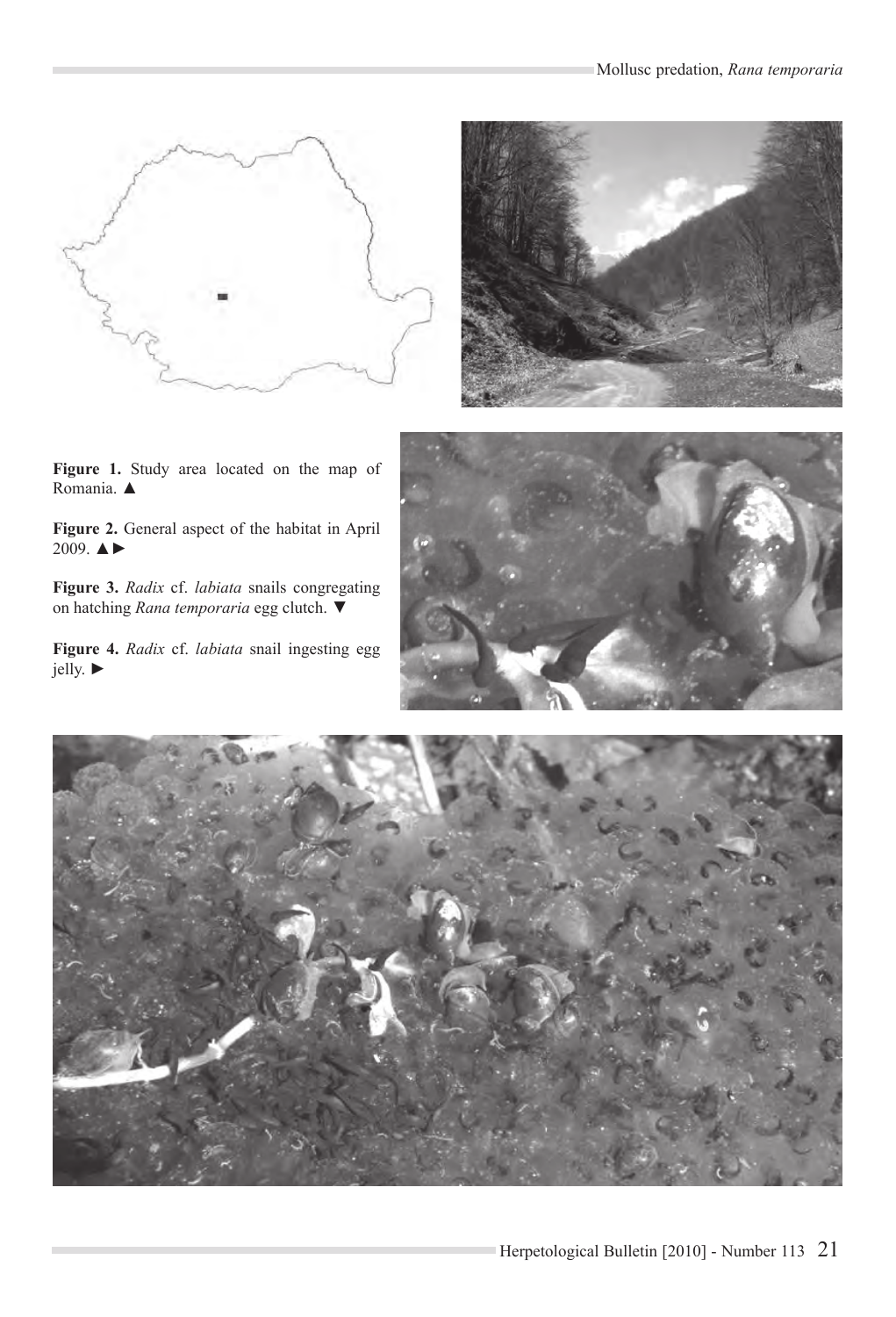**Figure 1.** Study area located on the map of Romania. ▲

**Figure 2.** General aspect of the habitat in April 2009. ▲►

**Figure 3.** *Radix* cf. *labiata* snails congregating on hatching *Rana temporaria* egg clutch. ▼

**Figure 4.** *Radix* cf. *labiata* snail ingesting egg jelly. ►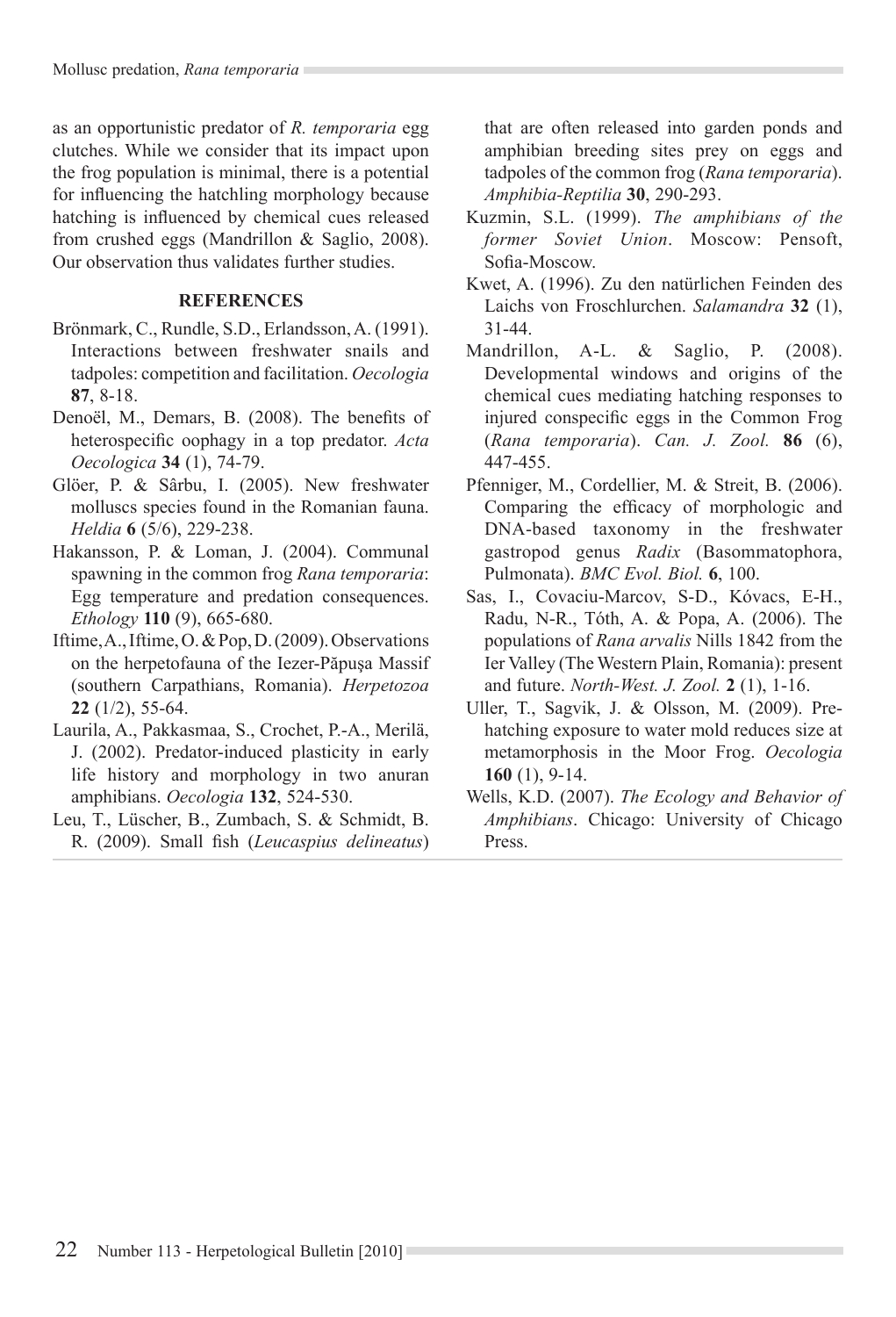as an opportunistic predator of *R. temporaria* egg clutches. While we consider that its impact upon the frog population is minimal, there is a potential for influencing the hatchling morphology because hatching is influenced by chemical cues released from crushed eggs (Mandrillon & Saglio, 2008). Our observation thus validates further studies.

## REFERENCES

Brönmark, C., Rundle, S.D., Erlandsson, A. (1991). Interactions between freshwater snails and tadpoles: competition and facilitation. *Oecologia* **87**, 8-18.

Denoël, M., Demars, B. (2008). The benefits of heterospecific oophagy in a top predator. *Acta Oecologica* **34** (1), 74-79.

Glöer, P. & Sârbu, I. (2005). New freshwater molluscs species found in the Romanian fauna. *Heldia* **6** (5/6), 229-238.

Hakansson, P. & Loman, J. (2004). Communal spawning in the common frog *Rana temporaria*: Egg temperature and predation consequences. *Ethology* **110** (9), 665-680.

Iftime, A., Iftime, O. & Pop, D. (2009). Observations on the herpetofauna of the Iezer-Păpuşa Massif (southern Carpathians, Romania). *Herpetozoa* **22** (1/2), 55-64.

Laurila, A., Pakkasmaa, S., Crochet, P.-A., Merilä, J. (2002). Predator-induced plasticity in early life history and morphology in two anuran amphibians. *Oecologia* **132**, 524-530.

Leu, T., Lüscher, B., Zumbach, S. & Schmidt, B. R. (2009). Small fish (*Leucaspius delineatus*) that are often released into garden ponds and amphibian breeding sites prey on eggs and tadpoles of the common frog (*Rana temporaria*). *Amphibia-Reptilia* **30**, 290-293.

Kuzmin, S.L. (1999). *The amphibians of the former Soviet Union*. Moscow: Pensoft, Sofia-Moscow.

Kwet, A. (1996). Zu den natürlichen Feinden des Laichs von Froschlurchen. *Salamandra* **32** (1), 31-44.

Mandrillon, A-L. & Saglio, P. (2008). Developmental windows and origins of the chemical cues mediating hatching responses to injured conspecific eggs in the Common Frog (*Rana temporaria*). *Can. J. Zool.* **86** (6), 447-455.

Pfenniger, M., Cordellier, M. & Streit, B. (2006). Comparing the efficacy of morphologic and DNA-based taxonomy in the freshwater gastropod genus *Radix* (Basommatophora, Pulmonata). *BMC Evol. Biol.* **6**, 100.

Sas, I., Covaciu-Marcov, S-D., Kóvacs, E-H., Radu, N-R., Tóth, A. & Popa, A. (2006). The populations of *Rana arvalis* Nills 1842 from the Ier Valley (The Western Plain, Romania): present and future. *North-West. J. Zool.* **2** (1), 1-16.

Uller, T., Sagvik, J. & Olsson, M. (2009). Pre-hatching exposure to water mold reduces size at metamorphosis in the Moor Frog. *Oecologia* **160** (1), 9-14.

Wells, K.D. (2007). *The Ecology and Behavior of Amphibians*. Chicago: University of Chicago Press.